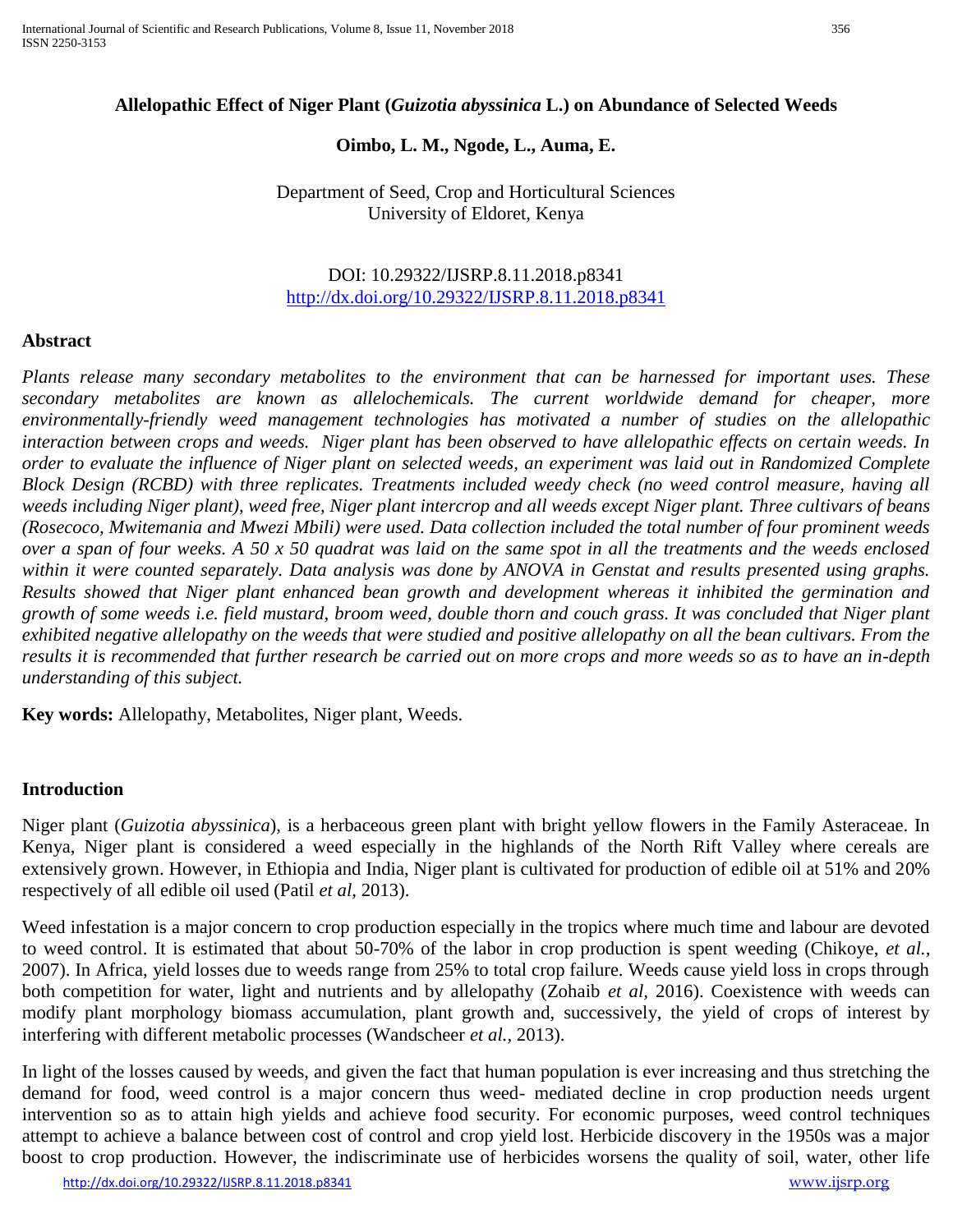# Allelopathic Effect of Niger Plant (*Guizotia abyssinica* L.) on Abundance of Selected Weeds

**Oimbo, L. M., Ngode, L., Auma, E.**

Department of Seed, Crop and Horticultural Sciences
University of Eldoret, Kenya

DOI: 10.29322/IJSRP.8.11.2018.p8341
http://dx.doi.org/10.29322/IJSRP.8.11.2018.p8341

## Abstract

*Plants release many secondary metabolites to the environment that can be harnessed for important uses. These secondary metabolites are known as allelochemicals. The current worldwide demand for cheaper, more environmentally-friendly weed management technologies has motivated a number of studies on the allelopathic interaction between crops and weeds. Niger plant has been observed to have allelopathic effects on certain weeds. In order to evaluate the influence of Niger plant on selected weeds, an experiment was laid out in Randomized Complete Block Design (RCBD) with three replicates. Treatments included weedy check (no weed control measure, having all weeds including Niger plant), weed free, Niger plant intercrop and all weeds except Niger plant. Three cultivars of beans (Rosecoco, Mwitemania and Mwezi Mbili) were used. Data collection included the total number of four prominent weeds over a span of four weeks. A 50 x 50 quadrat was laid on the same spot in all the treatments and the weeds enclosed within it were counted separately. Data analysis was done by ANOVA in Genstat and results presented using graphs. Results showed that Niger plant enhanced bean growth and development whereas it inhibited the germination and growth of some weeds i.e. field mustard, broom weed, double thorn and couch grass. It was concluded that Niger plant exhibited negative allelopathy on the weeds that were studied and positive allelopathy on all the bean cultivars. From the results it is recommended that further research be carried out on more crops and more weeds so as to have an in-depth understanding of this subject.*

**Key words:** Allelopathy, Metabolites, Niger plant, Weeds.

## Introduction

Niger plant (*Guizotia abyssinica*), is a herbaceous green plant with bright yellow flowers in the Family Asteraceae. In Kenya, Niger plant is considered a weed especially in the highlands of the North Rift Valley where cereals are extensively grown. However, in Ethiopia and India, Niger plant is cultivated for production of edible oil at 51% and 20% respectively of all edible oil used (Patil *et al*, 2013).

Weed infestation is a major concern to crop production especially in the tropics where much time and labour are devoted to weed control. It is estimated that about 50-70% of the labor in crop production is spent weeding (Chikoye, *et al.,* 2007). In Africa, yield losses due to weeds range from 25% to total crop failure. Weeds cause yield loss in crops through both competition for water, light and nutrients and by allelopathy (Zohaib *et al,* 2016). Coexistence with weeds can modify plant morphology biomass accumulation, plant growth and, successively, the yield of crops of interest by interfering with different metabolic processes (Wandscheer *et al.,* 2013).

In light of the losses caused by weeds, and given the fact that human population is ever increasing and thus stretching the demand for food, weed control is a major concern thus weed- mediated decline in crop production needs urgent intervention so as to attain high yields and achieve food security. For economic purposes, weed control techniques attempt to achieve a balance between cost of control and crop yield lost. Herbicide discovery in the 1950s was a major boost to crop production. However, the indiscriminate use of herbicides worsens the quality of soil, water, other life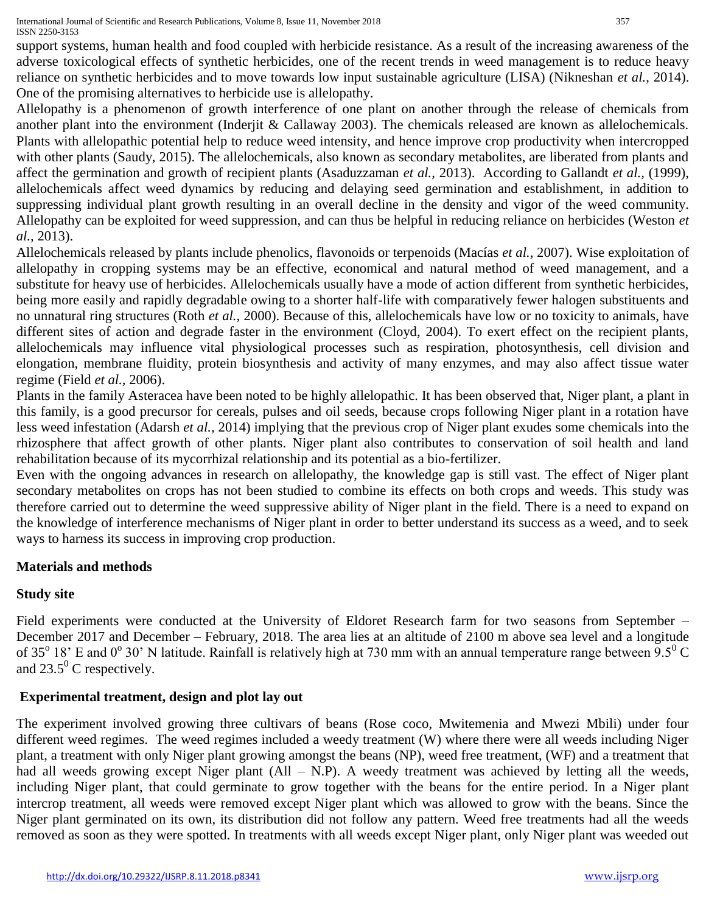support systems, human health and food coupled with herbicide resistance. As a result of the increasing awareness of the adverse toxicological effects of synthetic herbicides, one of the recent trends in weed management is to reduce heavy reliance on synthetic herbicides and to move towards low input sustainable agriculture (LISA) (Nikneshan *et al.,* 2014). One of the promising alternatives to herbicide use is allelopathy.

Allelopathy is a phenomenon of growth interference of one plant on another through the release of chemicals from another plant into the environment (Inderjit & Callaway 2003). The chemicals released are known as allelochemicals. Plants with allelopathic potential help to reduce weed intensity, and hence improve crop productivity when intercropped with other plants (Saudy, 2015). The allelochemicals, also known as secondary metabolites, are liberated from plants and affect the germination and growth of recipient plants (Asaduzzaman *et al.,* 2013). According to Gallandt *et al.,* (1999), allelochemicals affect weed dynamics by reducing and delaying seed germination and establishment, in addition to suppressing individual plant growth resulting in an overall decline in the density and vigor of the weed community. Allelopathy can be exploited for weed suppression, and can thus be helpful in reducing reliance on herbicides (Weston *et al.,* 2013).

Allelochemicals released by plants include phenolics, flavonoids or terpenoids (Macías *et al.,* 2007). Wise exploitation of allelopathy in cropping systems may be an effective, economical and natural method of weed management, and a substitute for heavy use of herbicides. Allelochemicals usually have a mode of action different from synthetic herbicides, being more easily and rapidly degradable owing to a shorter half-life with comparatively fewer halogen substituents and no unnatural ring structures (Roth *et al.,* 2000). Because of this, allelochemicals have low or no toxicity to animals, have different sites of action and degrade faster in the environment (Cloyd, 2004). To exert effect on the recipient plants, allelochemicals may influence vital physiological processes such as respiration, photosynthesis, cell division and elongation, membrane fluidity, protein biosynthesis and activity of many enzymes, and may also affect tissue water regime (Field *et al.,* 2006).

Plants in the family Asteracea have been noted to be highly allelopathic. It has been observed that, Niger plant, a plant in this family, is a good precursor for cereals, pulses and oil seeds, because crops following Niger plant in a rotation have less weed infestation (Adarsh *et al.,* 2014) implying that the previous crop of Niger plant exudes some chemicals into the rhizosphere that affect growth of other plants. Niger plant also contributes to conservation of soil health and land rehabilitation because of its mycorrhizal relationship and its potential as a bio-fertilizer.

Even with the ongoing advances in research on allelopathy, the knowledge gap is still vast. The effect of Niger plant secondary metabolites on crops has not been studied to combine its effects on both crops and weeds. This study was therefore carried out to determine the weed suppressive ability of Niger plant in the field. There is a need to expand on the knowledge of interference mechanisms of Niger plant in order to better understand its success as a weed, and to seek ways to harness its success in improving crop production.

## Materials and methods

### Study site

Field experiments were conducted at the University of Eldoret Research farm for two seasons from September – December 2017 and December – February, 2018. The area lies at an altitude of 2100 m above sea level and a longitude of $35^o$ 18' E and $0^o$ 30' N latitude. Rainfall is relatively high at 730 mm with an annual temperature range between $9.5^0$ C and $23.5^0$ C respectively.

### Experimental treatment, design and plot lay out

The experiment involved growing three cultivars of beans (Rose coco, Mwitemenia and Mwezi Mbili) under four different weed regimes. The weed regimes included a weedy treatment (W) where there were all weeds including Niger plant, a treatment with only Niger plant growing amongst the beans (NP), weed free treatment, (WF) and a treatment that had all weeds growing except Niger plant (All – N.P). A weedy treatment was achieved by letting all the weeds, including Niger plant, that could germinate to grow together with the beans for the entire period. In a Niger plant intercrop treatment, all weeds were removed except Niger plant which was allowed to grow with the beans. Since the Niger plant germinated on its own, its distribution did not follow any pattern. Weed free treatments had all the weeds removed as soon as they were spotted. In treatments with all weeds except Niger plant, only Niger plant was weeded out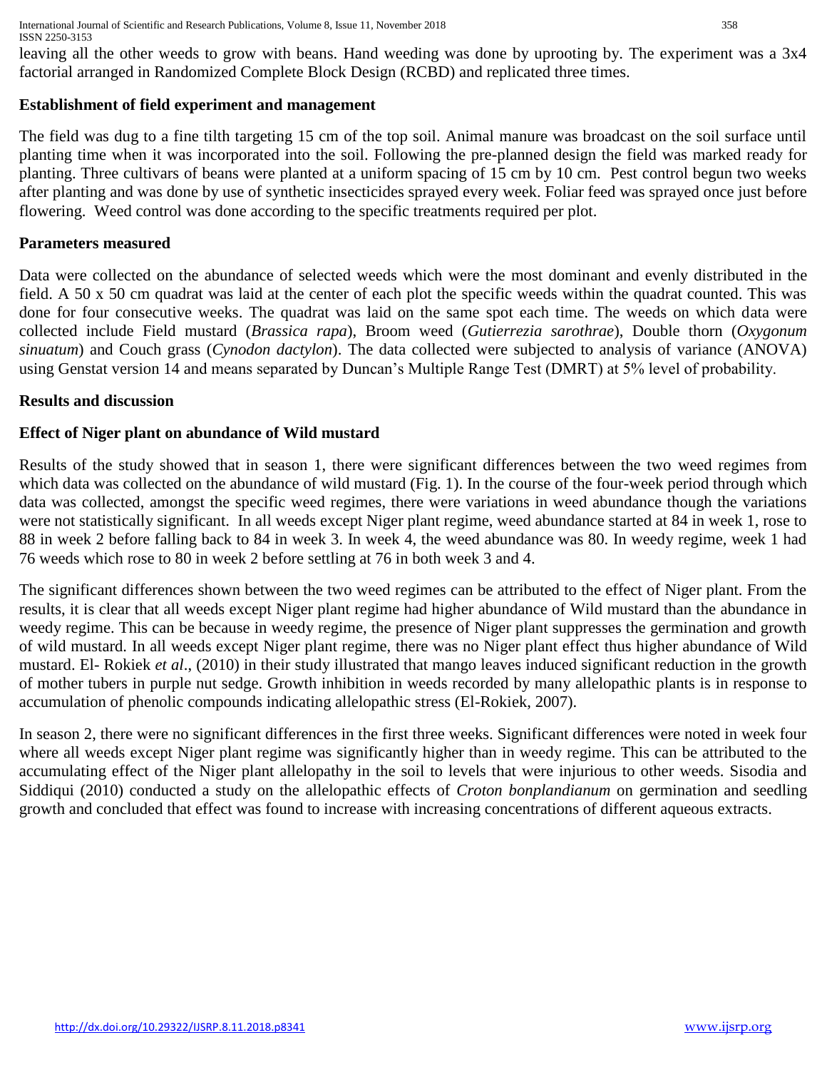leaving all the other weeds to grow with beans. Hand weeding was done by uprooting by. The experiment was a 3x4 factorial arranged in Randomized Complete Block Design (RCBD) and replicated three times.

### Establishment of field experiment and management

The field was dug to a fine tilth targeting 15 cm of the top soil. Animal manure was broadcast on the soil surface until planting time when it was incorporated into the soil. Following the pre-planned design the field was marked ready for planting. Three cultivars of beans were planted at a uniform spacing of 15 cm by 10 cm. Pest control begun two weeks after planting and was done by use of synthetic insecticides sprayed every week. Foliar feed was sprayed once just before flowering. Weed control was done according to the specific treatments required per plot.

### Parameters measured

Data were collected on the abundance of selected weeds which were the most dominant and evenly distributed in the field. A 50 x 50 cm quadrat was laid at the center of each plot the specific weeds within the quadrat counted. This was done for four consecutive weeks. The quadrat was laid on the same spot each time. The weeds on which data were collected include Field mustard (*Brassica rapa*), Broom weed (*Gutierrezia sarothrae*), Double thorn (*Oxygonum sinuatum*) and Couch grass (*Cynodon dactylon*). The data collected were subjected to analysis of variance (ANOVA) using Genstat version 14 and means separated by Duncan's Multiple Range Test (DMRT) at 5% level of probability.

## Results and discussion

### Effect of Niger plant on abundance of Wild mustard

Results of the study showed that in season 1, there were significant differences between the two weed regimes from which data was collected on the abundance of wild mustard (Fig. 1). In the course of the four-week period through which data was collected, amongst the specific weed regimes, there were variations in weed abundance though the variations were not statistically significant. In all weeds except Niger plant regime, weed abundance started at 84 in week 1, rose to 88 in week 2 before falling back to 84 in week 3. In week 4, the weed abundance was 80. In weedy regime, week 1 had 76 weeds which rose to 80 in week 2 before settling at 76 in both week 3 and 4.

The significant differences shown between the two weed regimes can be attributed to the effect of Niger plant. From the results, it is clear that all weeds except Niger plant regime had higher abundance of Wild mustard than the abundance in weedy regime. This can be because in weedy regime, the presence of Niger plant suppresses the germination and growth of wild mustard. In all weeds except Niger plant regime, there was no Niger plant effect thus higher abundance of Wild mustard. El- Rokiek *et al*., (2010) in their study illustrated that mango leaves induced significant reduction in the growth of mother tubers in purple nut sedge. Growth inhibition in weeds recorded by many allelopathic plants is in response to accumulation of phenolic compounds indicating allelopathic stress (El-Rokiek, 2007).

In season 2, there were no significant differences in the first three weeks. Significant differences were noted in week four where all weeds except Niger plant regime was significantly higher than in weedy regime. This can be attributed to the accumulating effect of the Niger plant allelopathy in the soil to levels that were injurious to other weeds. Sisodia and Siddiqui (2010) conducted a study on the allelopathic effects of *Croton bonplandianum* on germination and seedling growth and concluded that effect was found to increase with increasing concentrations of different aqueous extracts.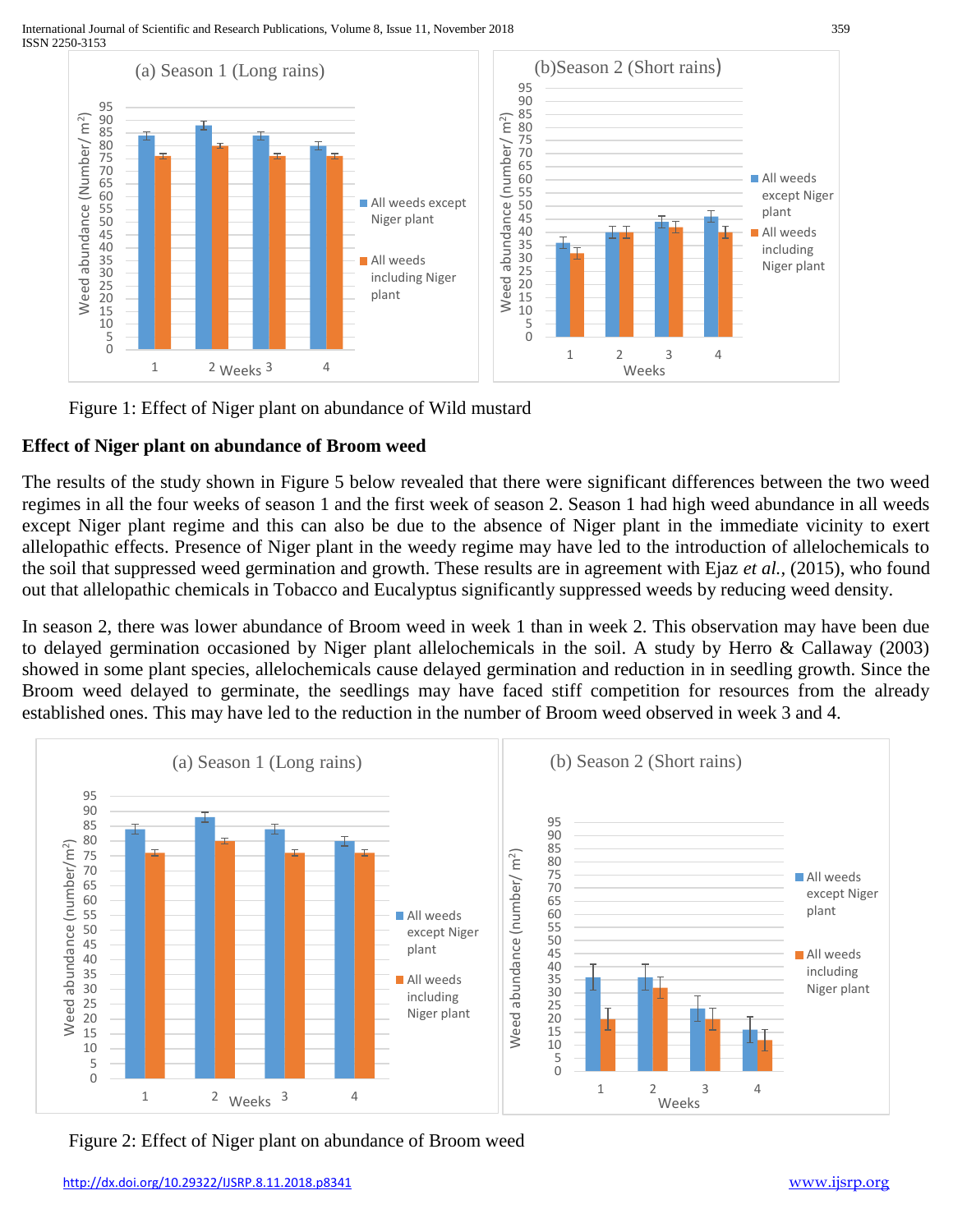Figure 1: Effect of Niger plant on abundance of Wild mustard

**Effect of Niger plant on abundance of Broom weed**

The results of the study shown in Figure 5 below revealed that there were significant differences between the two weed regimes in all the four weeks of season 1 and the first week of season 2. Season 1 had high weed abundance in all weeds except Niger plant regime and this can also be due to the absence of Niger plant in the immediate vicinity to exert allelopathic effects. Presence of Niger plant in the weedy regime may have led to the introduction of allelochemicals to the soil that suppressed weed germination and growth. These results are in agreement with Ejaz *et al.*, (2015), who found out that allelopathic chemicals in Tobacco and Eucalyptus significantly suppressed weeds by reducing weed density.

In season 2, there was lower abundance of Broom weed in week 1 than in week 2. This observation may have been due to delayed germination occasioned by Niger plant allelochemicals in the soil. A study by Herro & Callaway (2003) showed in some plant species, allelochemicals cause delayed germination and reduction in in seedling growth. Since the Broom weed delayed to germinate, the seedlings may have faced stiff competition for resources from the already established ones. This may have led to the reduction in the number of Broom weed observed in week 3 and 4.

Figure 2: Effect of Niger plant on abundance of Broom weed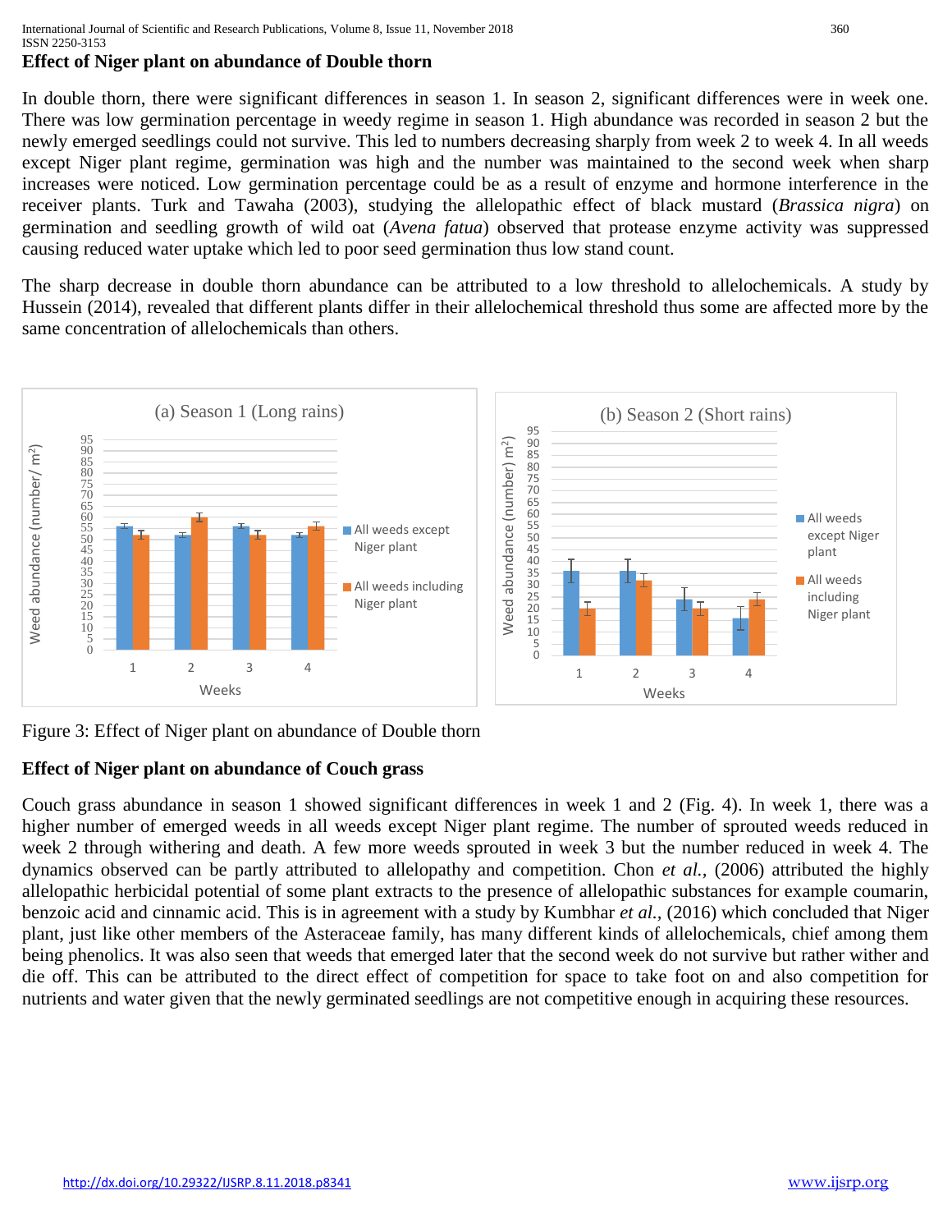## Effect of Niger plant on abundance of Double thorn

In double thorn, there were significant differences in season 1. In season 2, significant differences were in week one. There was low germination percentage in weedy regime in season 1. High abundance was recorded in season 2 but the newly emerged seedlings could not survive. This led to numbers decreasing sharply from week 2 to week 4. In all weeds except Niger plant regime, germination was high and the number was maintained to the second week when sharp increases were noticed. Low germination percentage could be as a result of enzyme and hormone interference in the receiver plants. Turk and Tawaha (2003), studying the allelopathic effect of black mustard (*Brassica nigra*) on germination and seedling growth of wild oat (*Avena fatua*) observed that protease enzyme activity was suppressed causing reduced water uptake which led to poor seed germination thus low stand count.

The sharp decrease in double thorn abundance can be attributed to a low threshold to allelochemicals. A study by Hussein (2014), revealed that different plants differ in their allelochemical threshold thus some are affected more by the same concentration of allelochemicals than others.

Figure 3: Effect of Niger plant on abundance of Double thorn

## Effect of Niger plant on abundance of Couch grass

Couch grass abundance in season 1 showed significant differences in week 1 and 2 (Fig. 4). In week 1, there was a higher number of emerged weeds in all weeds except Niger plant regime. The number of sprouted weeds reduced in week 2 through withering and death. A few more weeds sprouted in week 3 but the number reduced in week 4. The dynamics observed can be partly attributed to allelopathy and competition. Chon *et al.*, (2006) attributed the highly allelopathic herbicidal potential of some plant extracts to the presence of allelopathic substances for example coumarin, benzoic acid and cinnamic acid. This is in agreement with a study by Kumbhar *et al.*, (2016) which concluded that Niger plant, just like other members of the Asteraceae family, has many different kinds of allelochemicals, chief among them being phenolics. It was also seen that weeds that emerged later that the second week do not survive but rather wither and die off. This can be attributed to the direct effect of competition for space to take foot on and also competition for nutrients and water given that the newly germinated seedlings are not competitive enough in acquiring these resources.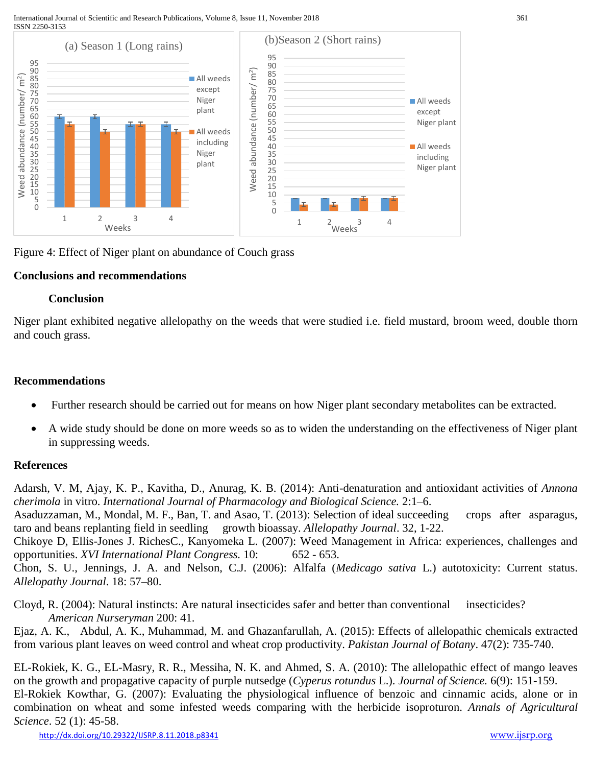Figure 4: Effect of Niger plant on abundance of Couch grass

## Conclusions and recommendations

### Conclusion

Niger plant exhibited negative allelopathy on the weeds that were studied i.e. field mustard, broom weed, double thorn and couch grass.

### Recommendations

- Further research should be carried out for means on how Niger plant secondary metabolites can be extracted.
- A wide study should be done on more weeds so as to widen the understanding on the effectiveness of Niger plant in suppressing weeds.

## References

Adarsh, V. M, Ajay, K. P., Kavitha, D., Anurag, K. B. (2014): Anti-denaturation and antioxidant activities of *Annona cherimola* in vitro. *International Journal of Pharmacology and Biological Science.* 2:1–6.

Asaduzzaman, M., Mondal, M. F., Ban, T. and Asao, T. (2013): Selection of ideal succeeding crops after asparagus, taro and beans replanting field in seedling growth bioassay. *Allelopathy Journal*. 32, 1-22.

Chikoye D, Ellis-Jones J. RichesC., Kanyomeka L. (2007): Weed Management in Africa: experiences, challenges and opportunities. *XVI International Plant Congress.* 10: 652 - 653.

Chon, S. U., Jennings, J. A. and Nelson, C.J. (2006): Alfalfa (*Medicago sativa* L.) autotoxicity: Current status. *Allelopathy Journal*. 18: 57–80.

Cloyd, R. (2004): Natural instincts: Are natural insecticides safer and better than conventional insecticides? *American Nurseryman* 200: 41.

Ejaz, A. K., Abdul, A. K., Muhammad, M. and Ghazanfarullah, A. (2015): Effects of allelopathic chemicals extracted from various plant leaves on weed control and wheat crop productivity. *Pakistan Journal of Botany*. 47(2): 735-740.

EL-Rokiek, K. G., EL-Masry, R. R., Messiha, N. K. and Ahmed, S. A. (2010): The allelopathic effect of mango leaves on the growth and propagative capacity of purple nutsedge (*Cyperus rotundus* L.). *Journal of Science.* 6(9): 151-159.

El-Rokiek Kowthar, G. (2007): Evaluating the physiological influence of benzoic and cinnamic acids, alone or in combination on wheat and some infested weeds comparing with the herbicide isoproturon. *Annals of Agricultural Science*. 52 (1): 45-58.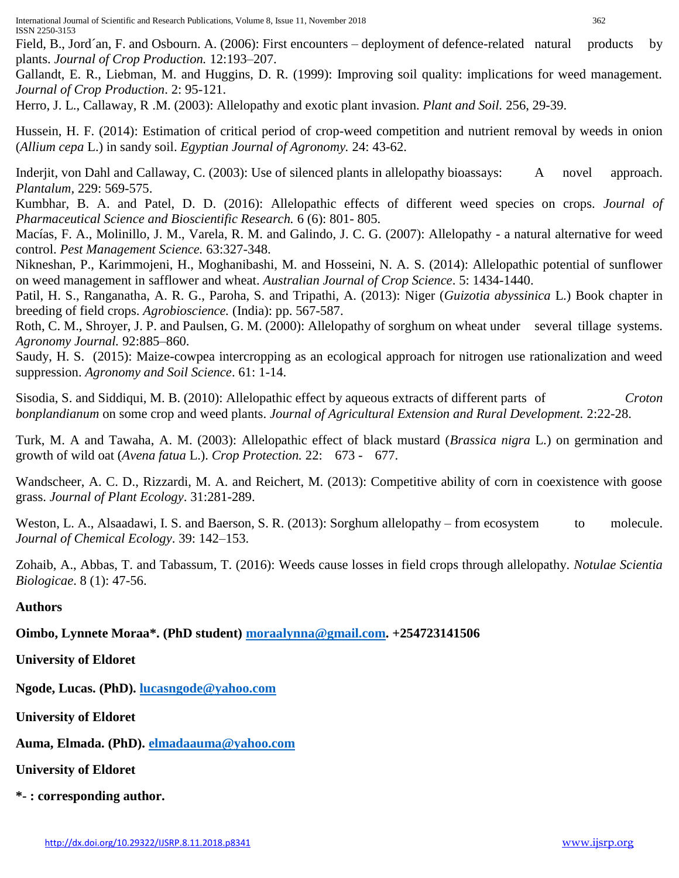Field, B., Jord´an, F. and Osbourn. A. (2006): First encounters – deployment of defence-related natural products by plants. *Journal of Crop Production.* 12:193–207.

Gallandt, E. R., Liebman, M. and Huggins, D. R. (1999): Improving soil quality: implications for weed management. *Journal of Crop Production*. 2: 95-121.

Herro, J. L., Callaway, R .M. (2003): Allelopathy and exotic plant invasion. *Plant and Soil.* 256, 29-39.

Hussein, H. F. (2014): Estimation of critical period of crop-weed competition and nutrient removal by weeds in onion (*Allium cepa* L.) in sandy soil. *Egyptian Journal of Agronomy.* 24: 43-62.

Inderjit, von Dahl and Callaway, C. (2003): Use of silenced plants in allelopathy bioassays: A novel approach. *Plantalum,* 229: 569-575.

Kumbhar, B. A. and Patel, D. D. (2016): Allelopathic effects of different weed species on crops. *Journal of Pharmaceutical Science and Bioscientific Research.* 6 (6): 801- 805.

Macías, F. A., Molinillo, J. M., Varela, R. M. and Galindo, J. C. G. (2007): Allelopathy - a natural alternative for weed control. *Pest Management Science.* 63:327-348.

Nikneshan, P., Karimmojeni, H., Moghanibashi, M. and Hosseini, N. A. S. (2014): Allelopathic potential of sunflower on weed management in safflower and wheat. *Australian Journal of Crop Science*. 5: 1434-1440.

Patil, H. S., Ranganatha, A. R. G., Paroha, S. and Tripathi, A. (2013): Niger (*Guizotia abyssinica* L.) Book chapter in breeding of field crops. *Agrobioscience.* (India): pp. 567-587.

Roth, C. M., Shroyer, J. P. and Paulsen, G. M. (2000): Allelopathy of sorghum on wheat under several tillage systems. *Agronomy Journal.* 92:885–860.

Saudy, H. S. (2015): Maize-cowpea intercropping as an ecological approach for nitrogen use rationalization and weed suppression. *Agronomy and Soil Science*. 61: 1-14.

Sisodia, S. and Siddiqui, M. B. (2010): Allelopathic effect by aqueous extracts of different parts of *Croton bonplandianum* on some crop and weed plants. *Journal of Agricultural Extension and Rural Development.* 2:22-28.

Turk, M. A and Tawaha, A. M. (2003): Allelopathic effect of black mustard (*Brassica nigra* L.) on germination and growth of wild oat (*Avena fatua* L.). *Crop Protection.* 22: 673 - 677.

Wandscheer, A. C. D., Rizzardi, M. A. and Reichert, M. (2013): Competitive ability of corn in coexistence with goose grass. *Journal of Plant Ecology*. 31:281-289.

Weston, L. A., Alsaadawi, I. S. and Baerson, S. R. (2013): Sorghum allelopathy – from ecosystem to molecule. *Journal of Chemical Ecology*. 39: 142–153.

Zohaib, A., Abbas, T. and Tabassum, T. (2016): Weeds cause losses in field crops through allelopathy. *Notulae Scientia Biologicae*. 8 (1): 47-56.

**Authors**

**Oimbo, Lynnete Moraa*. (PhD student) moraalynna@gmail.com. +254723141506**

**University of Eldoret**

**Ngode, Lucas. (PhD). lucasngode@yahoo.com**

**University of Eldoret**

**Auma, Elmada. (PhD). elmadaauma@yahoo.com**

**University of Eldoret**

**\*- : corresponding author.**